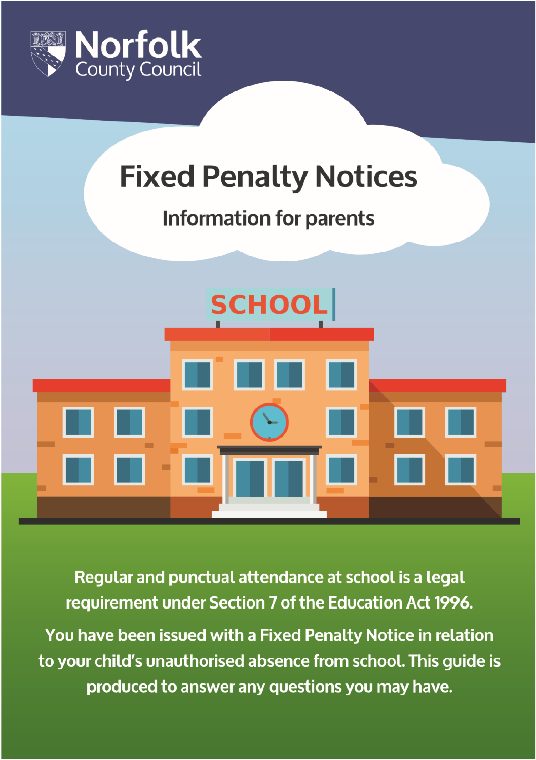Norfolk County Council

# Fixed Penalty Notices

## Information for parents

Regular and punctual attendance at school is a legal requirement under Section 7 of the Education Act 1996.

You have been issued with a Fixed Penalty Notice in relation to your child's unauthorised absence from school. This guide is produced to answer any questions you may have.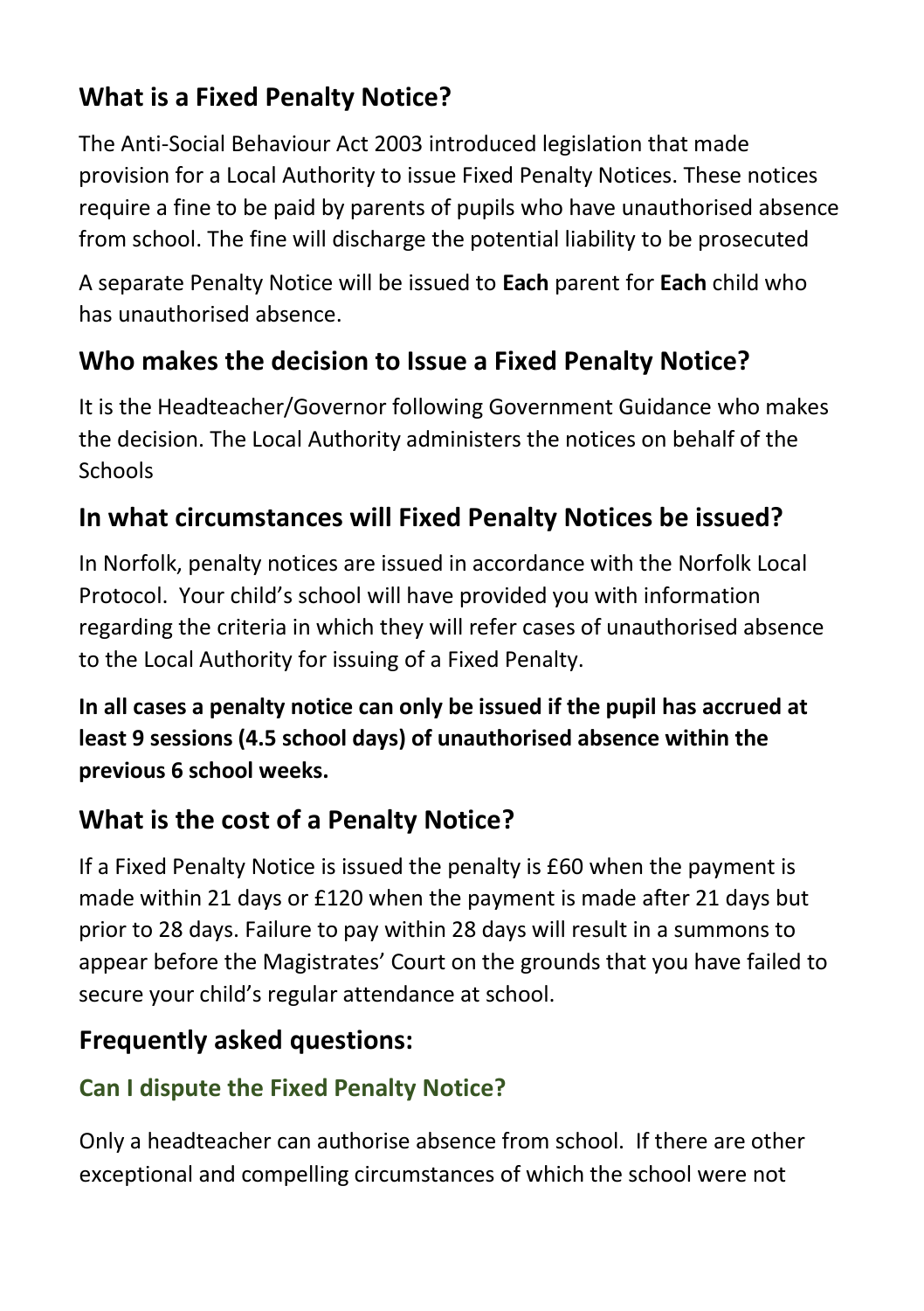## What is a Fixed Penalty Notice?

The Anti-Social Behaviour Act 2003 introduced legislation that made provision for a Local Authority to issue Fixed Penalty Notices. These notices require a fine to be paid by parents of pupils who have unauthorised absence from school. The fine will discharge the potential liability to be prosecuted

A separate Penalty Notice will be issued to **Each** parent for **Each** child who has unauthorised absence.

## Who makes the decision to Issue a Fixed Penalty Notice?

It is the Headteacher/Governor following Government Guidance who makes the decision. The Local Authority administers the notices on behalf of the Schools

## In what circumstances will Fixed Penalty Notices be issued?

In Norfolk, penalty notices are issued in accordance with the Norfolk Local Protocol. Your child's school will have provided you with information regarding the criteria in which they will refer cases of unauthorised absence to the Local Authority for issuing of a Fixed Penalty.

**In all cases a penalty notice can only be issued if the pupil has accrued at least 9 sessions (4.5 school days) of unauthorised absence within the previous 6 school weeks.**

## What is the cost of a Penalty Notice?

If a Fixed Penalty Notice is issued the penalty is £60 when the payment is made within 21 days or £120 when the payment is made after 21 days but prior to 28 days. Failure to pay within 28 days will result in a summons to appear before the Magistrates' Court on the grounds that you have failed to secure your child's regular attendance at school.

## Frequently asked questions:

### Can I dispute the Fixed Penalty Notice?

Only a headteacher can authorise absence from school. If there are other exceptional and compelling circumstances of which the school were not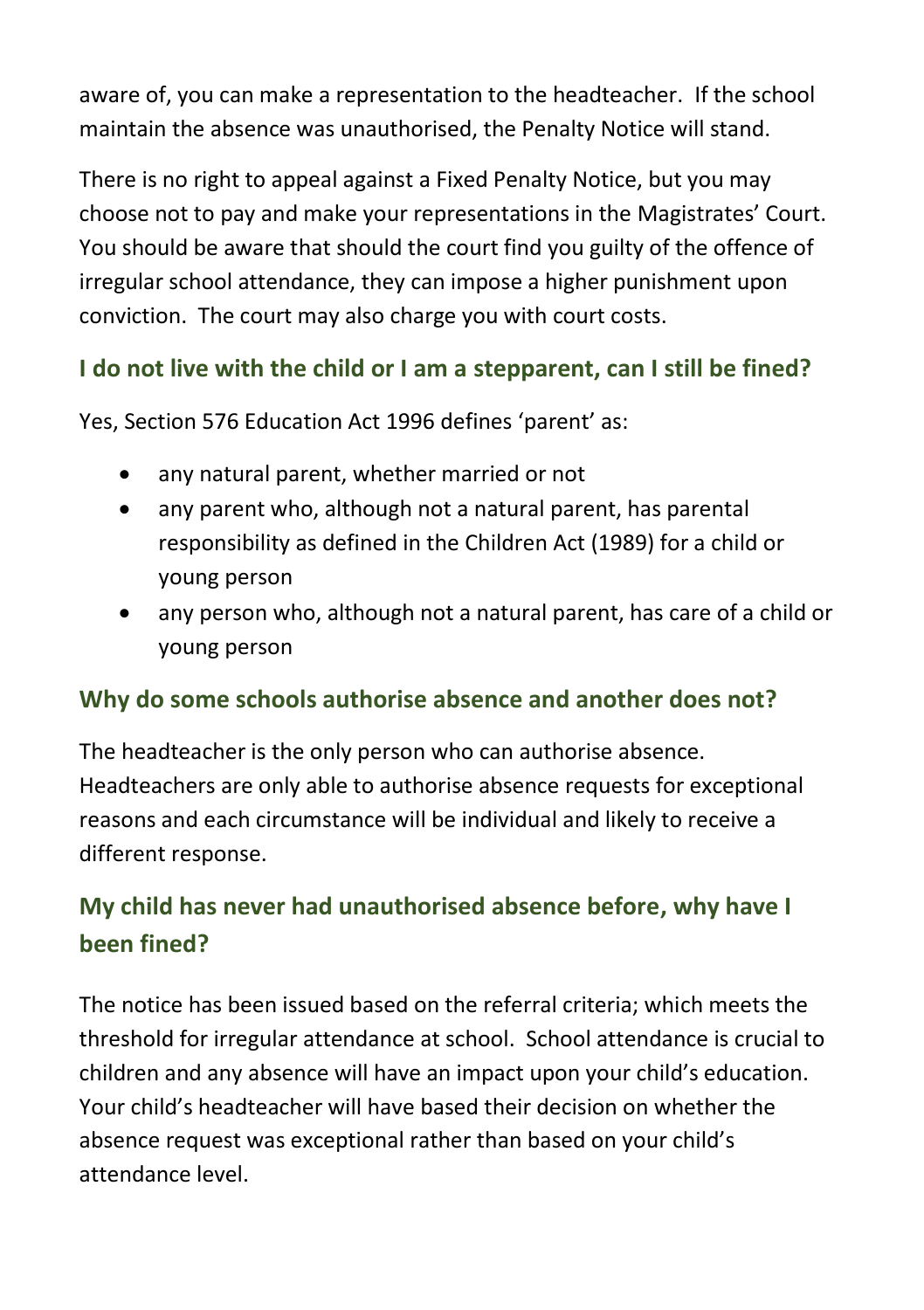aware of, you can make a representation to the headteacher. If the school maintain the absence was unauthorised, the Penalty Notice will stand.

There is no right to appeal against a Fixed Penalty Notice, but you may choose not to pay and make your representations in the Magistrates' Court. You should be aware that should the court find you guilty of the offence of irregular school attendance, they can impose a higher punishment upon conviction. The court may also charge you with court costs.

### I do not live with the child or I am a stepparent, can I still be fined?

Yes, Section 576 Education Act 1996 defines 'parent' as:

- any natural parent, whether married or not
- any parent who, although not a natural parent, has parental responsibility as defined in the Children Act (1989) for a child or young person
- any person who, although not a natural parent, has care of a child or young person

### Why do some schools authorise absence and another does not?

The headteacher is the only person who can authorise absence. Headteachers are only able to authorise absence requests for exceptional reasons and each circumstance will be individual and likely to receive a different response.

### My child has never had unauthorised absence before, why have I been fined?

The notice has been issued based on the referral criteria; which meets the threshold for irregular attendance at school. School attendance is crucial to children and any absence will have an impact upon your child's education. Your child's headteacher will have based their decision on whether the absence request was exceptional rather than based on your child's attendance level.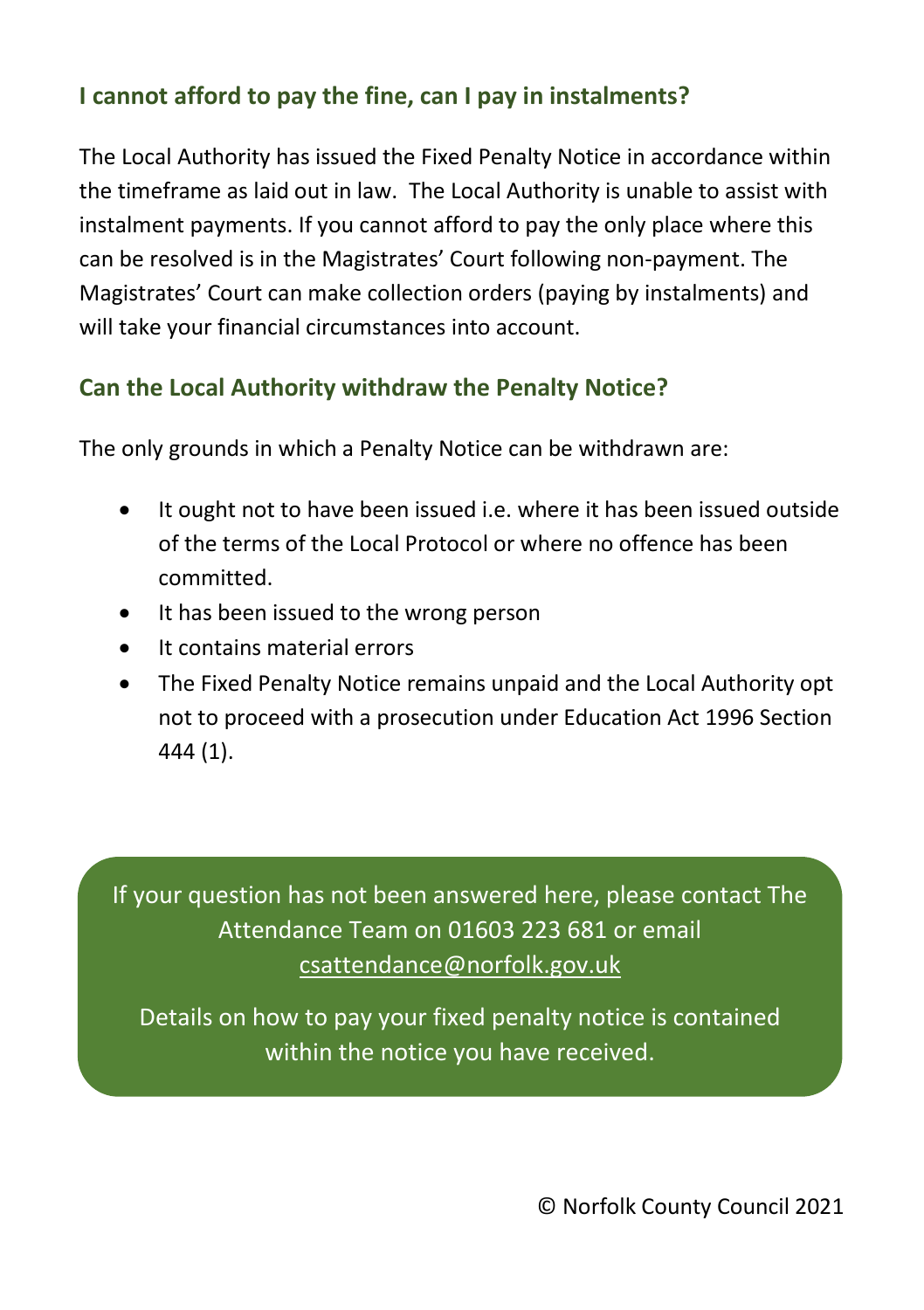## I cannot afford to pay the fine, can I pay in instalments?

The Local Authority has issued the Fixed Penalty Notice in accordance within the timeframe as laid out in law. The Local Authority is unable to assist with instalment payments. If you cannot afford to pay the only place where this can be resolved is in the Magistrates' Court following non-payment. The Magistrates' Court can make collection orders (paying by instalments) and will take your financial circumstances into account.

## Can the Local Authority withdraw the Penalty Notice?

The only grounds in which a Penalty Notice can be withdrawn are:

- It ought not to have been issued i.e. where it has been issued outside of the terms of the Local Protocol or where no offence has been committed.
- It has been issued to the wrong person
- It contains material errors
- The Fixed Penalty Notice remains unpaid and the Local Authority opt not to proceed with a prosecution under Education Act 1996 Section 444 (1).

If your question has not been answered here, please contact The Attendance Team on 01603 223 681 or email csattendance@norfolk.gov.uk

Details on how to pay your fixed penalty notice is contained within the notice you have received.

© Norfolk County Council 2021